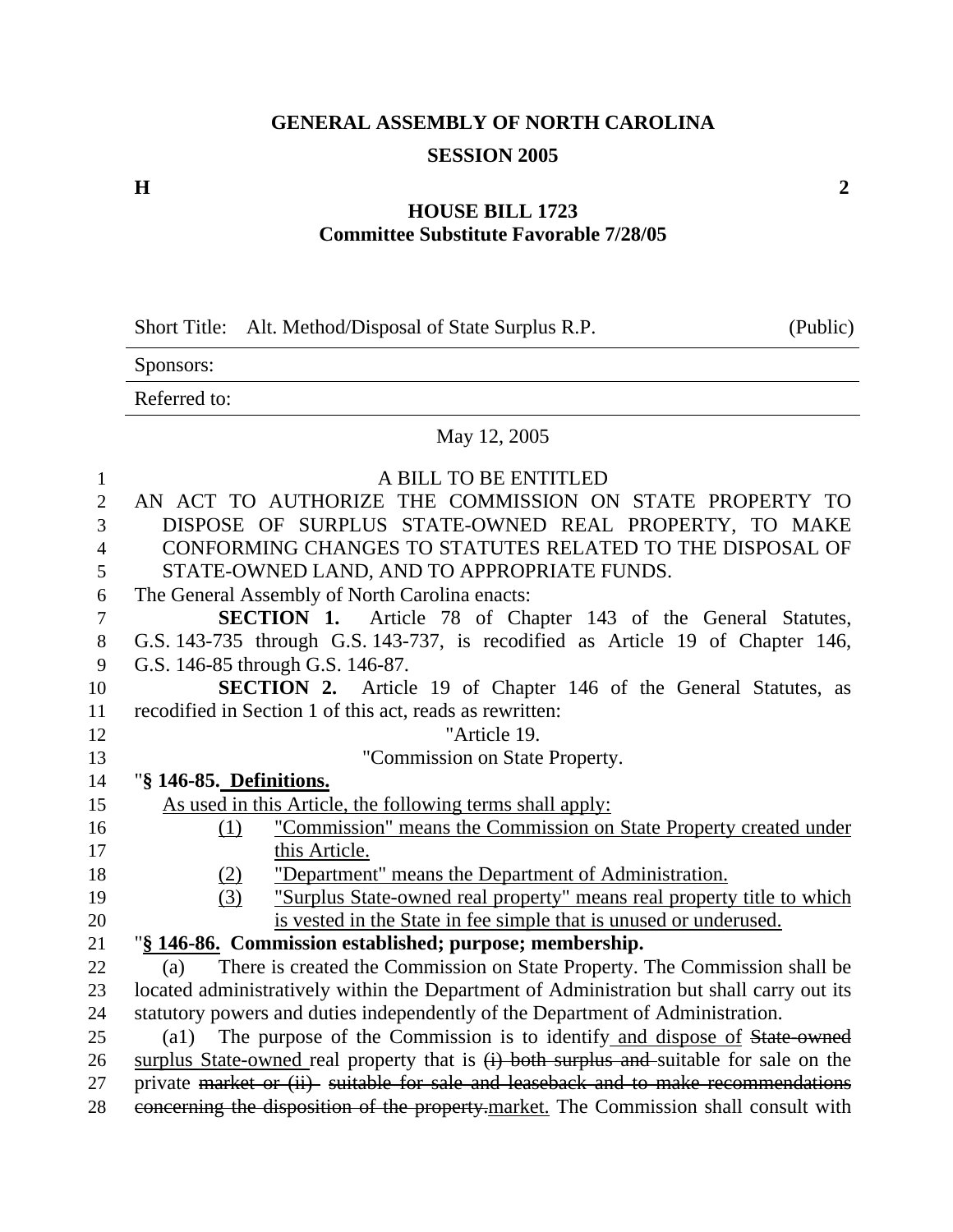**GENERAL ASSEMBLY OF NORTH CAROLINA**

**SESSION 2005**

**H** **2**

**HOUSE BILL 1723**
**Committee Substitute Favorable 7/28/05**

Short Title: Alt. Method/Disposal of State Surplus R.P. (Public)

Sponsors:

Referred to:

May 12, 2005

A BILL TO BE ENTITLED

AN ACT TO AUTHORIZE THE COMMISSION ON STATE PROPERTY TO DISPOSE OF SURPLUS STATE-OWNED REAL PROPERTY, TO MAKE CONFORMING CHANGES TO STATUTES RELATED TO THE DISPOSAL OF STATE-OWNED LAND, AND TO APPROPRIATE FUNDS.

The General Assembly of North Carolina enacts:

**SECTION 1.** Article 78 of Chapter 143 of the General Statutes, G.S. 143-735 through G.S. 143-737, is recodified as Article 19 of Chapter 146, G.S. 146-85 through G.S. 146-87.

**SECTION 2.** Article 19 of Chapter 146 of the General Statutes, as recodified in Section 1 of this act, reads as rewritten:

"Article 19.

"Commission on State Property.

"**§ 146-85. <u>Definitions.</u>**

<u>As used in this Article, the following terms shall apply:</u>

<u>(1) "Commission" means the Commission on State Property created under this Article.</u>

<u>(2) "Department" means the Department of Administration.</u>

<u>(3) "Surplus State-owned real property" means real property title to which is vested in the State in fee simple that is unused or underused.</u>

"**<u>§ 146-86.</u> Commission established; purpose; membership.**

(a) There is created the Commission on State Property. The Commission shall be located administratively within the Department of Administration but shall carry out its statutory powers and duties independently of the Department of Administration.

(a1) The purpose of the Commission is to identify<u> and dispose of</u> ~~State-owned~~ <u>surplus State-owned </u>real property that is ~~(i) both surplus and~~ suitable for sale on the private ~~market or (ii) suitable for sale and leaseback and to make recommendations concerning the disposition of the property.~~<u>market.</u> The Commission shall consult with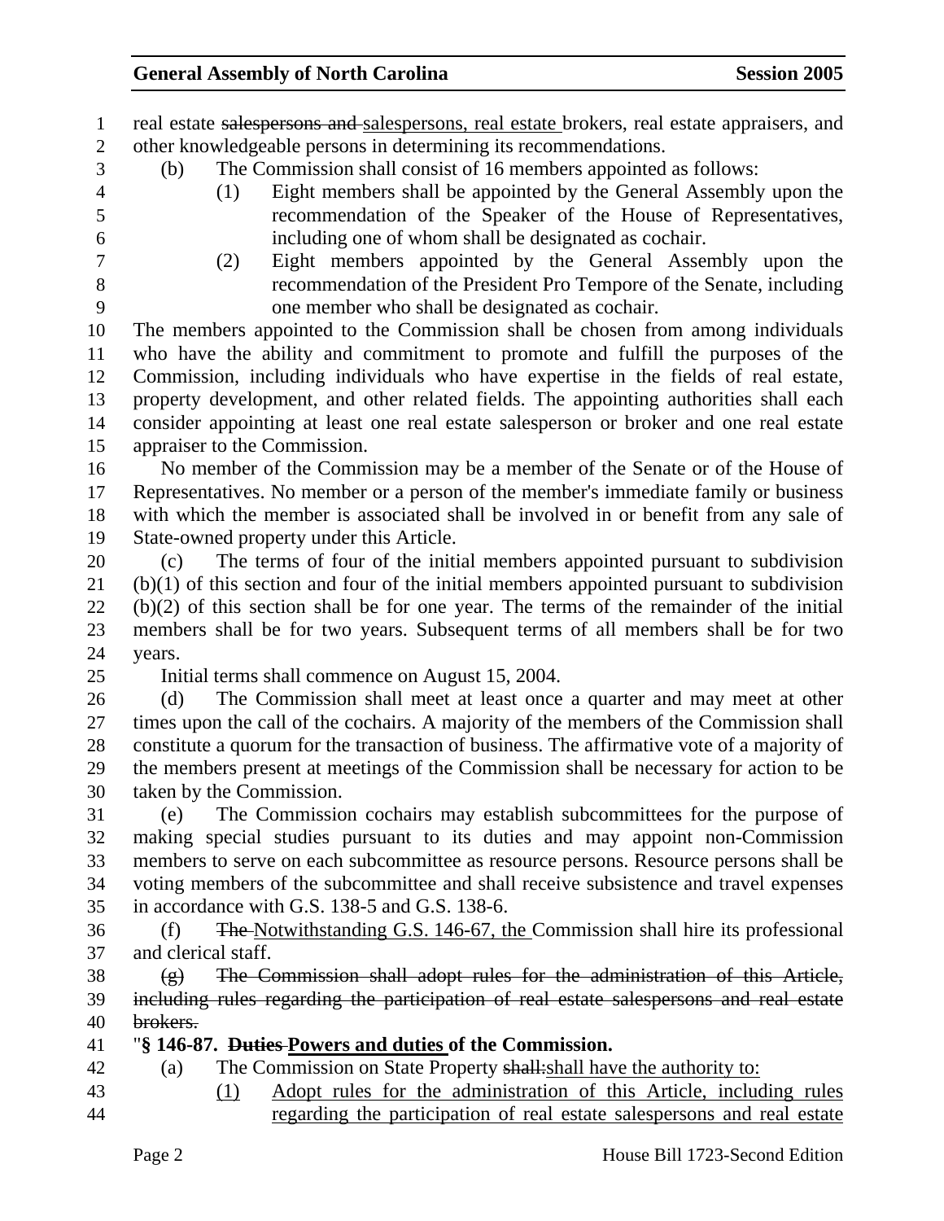real estate ~~salespersons and~~ salespersons, real estate brokers, real estate appraisers, and other knowledgeable persons in determining its recommendations.

(b) The Commission shall consist of 16 members appointed as follows:

(1) Eight members shall be appointed by the General Assembly upon the recommendation of the Speaker of the House of Representatives, including one of whom shall be designated as cochair.

(2) Eight members appointed by the General Assembly upon the recommendation of the President Pro Tempore of the Senate, including one member who shall be designated as cochair.

The members appointed to the Commission shall be chosen from among individuals who have the ability and commitment to promote and fulfill the purposes of the Commission, including individuals who have expertise in the fields of real estate, property development, and other related fields. The appointing authorities shall each consider appointing at least one real estate salesperson or broker and one real estate appraiser to the Commission.

No member of the Commission may be a member of the Senate or of the House of Representatives. No member or a person of the member's immediate family or business with which the member is associated shall be involved in or benefit from any sale of State-owned property under this Article.

(c) The terms of four of the initial members appointed pursuant to subdivision (b)(1) of this section and four of the initial members appointed pursuant to subdivision (b)(2) of this section shall be for one year. The terms of the remainder of the initial members shall be for two years. Subsequent terms of all members shall be for two years.

Initial terms shall commence on August 15, 2004.

(d) The Commission shall meet at least once a quarter and may meet at other times upon the call of the cochairs. A majority of the members of the Commission shall constitute a quorum for the transaction of business. The affirmative vote of a majority of the members present at meetings of the Commission shall be necessary for action to be taken by the Commission.

(e) The Commission cochairs may establish subcommittees for the purpose of making special studies pursuant to its duties and may appoint non-Commission members to serve on each subcommittee as resource persons. Resource persons shall be voting members of the subcommittee and shall receive subsistence and travel expenses in accordance with G.S. 138-5 and G.S. 138-6.

(f) ~~The~~ Notwithstanding G.S. 146-67, the Commission shall hire its professional and clerical staff.

~~(g) The Commission shall adopt rules for the administration of this Article, including rules regarding the participation of real estate salespersons and real estate brokers.~~

"**§ 146-87. ~~Duties~~ Powers and duties of the Commission.**

(a) The Commission on State Property ~~shall:~~ shall have the authority to:

(1) Adopt rules for the administration of this Article, including rules regarding the participation of real estate salespersons and real estate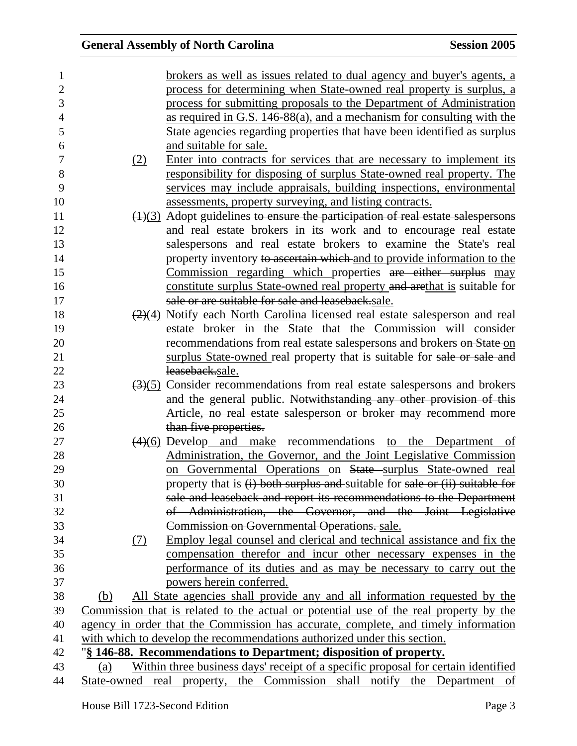brokers as well as issues related to dual agency and buyer's agents, a process for determining when State-owned real property is surplus, a process for submitting proposals to the Department of Administration as required in G.S. 146-88(a), and a mechanism for consulting with the State agencies regarding properties that have been identified as surplus and suitable for sale.

(2) Enter into contracts for services that are necessary to implement its responsibility for disposing of surplus State-owned real property. The services may include appraisals, building inspections, environmental assessments, property surveying, and listing contracts.

~~(1)~~(3) Adopt guidelines ~~to ensure the participation of real estate salespersons and real estate brokers in its work and~~ to encourage real estate salespersons and real estate brokers to examine the State's real property inventory ~~to ascertain which~~ and to provide information to the Commission regarding which properties ~~are either surplus~~ may constitute surplus State-owned real property ~~and are~~that is suitable for ~~sale or are suitable for sale and leaseback.~~sale.

~~(2)~~(4) Notify each North Carolina licensed real estate salesperson and real estate broker in the State that the Commission will consider recommendations from real estate salespersons and brokers ~~on State~~ on surplus State-owned real property that is suitable for ~~sale or sale and leaseback.~~sale.

~~(3)~~(5) Consider recommendations from real estate salespersons and brokers and the general public. ~~Notwithstanding any other provision of this Article, no real estate salesperson or broker may recommend more than five properties.~~

~~(4)~~(6) Develop and make recommendations to the Department of Administration, the Governor, and the Joint Legislative Commission on Governmental Operations on ~~State~~ surplus State-owned real property that is ~~(i) both surplus and~~ suitable for ~~sale or (ii) suitable for sale and leaseback and report its recommendations to the Department of Administration, the Governor, and the Joint Legislative Commission on Governmental Operations.~~ sale.

(7) Employ legal counsel and clerical and technical assistance and fix the compensation therefor and incur other necessary expenses in the performance of its duties and as may be necessary to carry out the powers herein conferred.

(b) All State agencies shall provide any and all information requested by the Commission that is related to the actual or potential use of the real property by the agency in order that the Commission has accurate, complete, and timely information with which to develop the recommendations authorized under this section.

"**§ 146-88. Recommendations to Department; disposition of property.**

(a) Within three business days' receipt of a specific proposal for certain identified State-owned real property, the Commission shall notify the Department of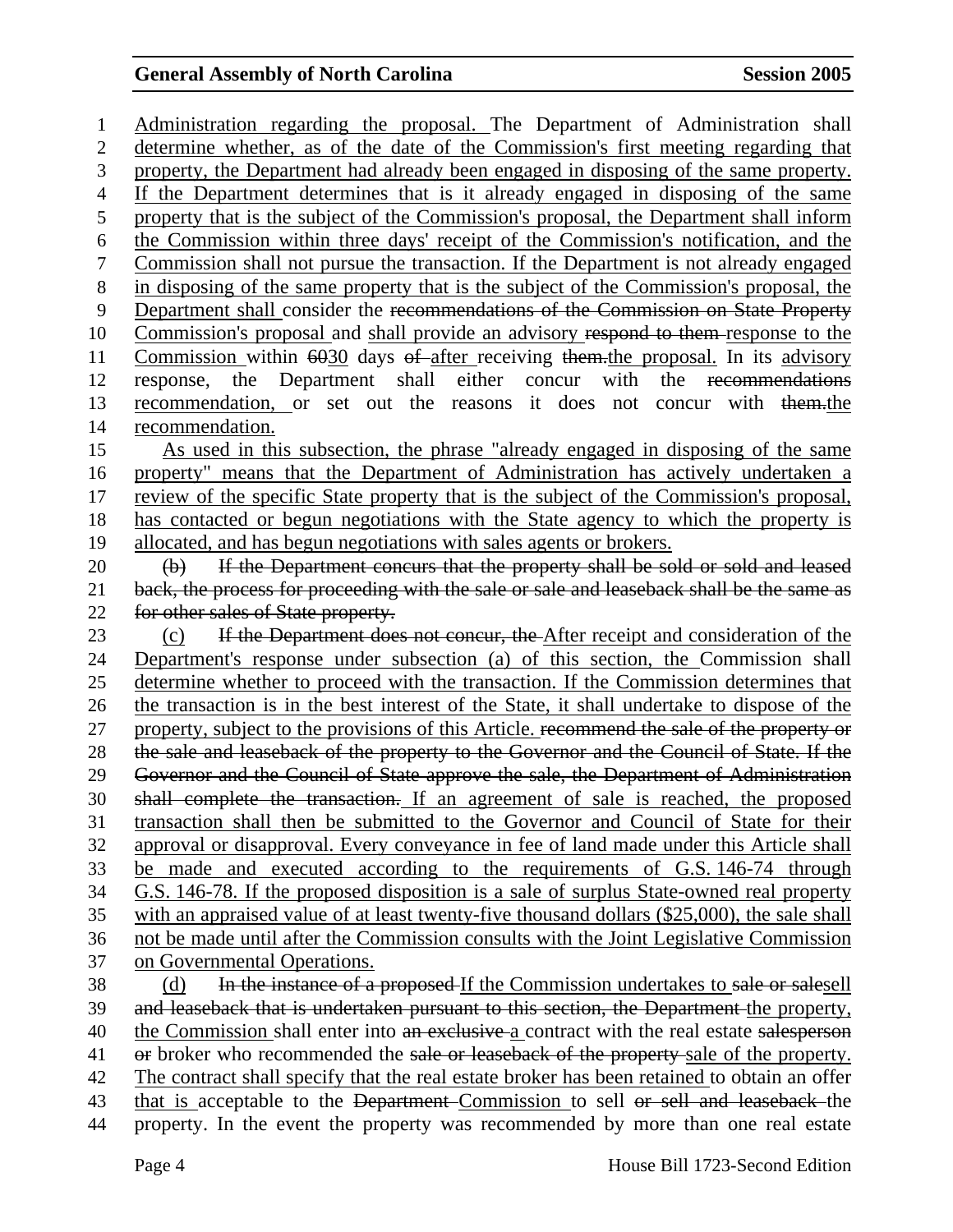Administration regarding the proposal. The Department of Administration shall determine whether, as of the date of the Commission's first meeting regarding that property, the Department had already been engaged in disposing of the same property. If the Department determines that is it already engaged in disposing of the same property that is the subject of the Commission's proposal, the Department shall inform the Commission within three days' receipt of the Commission's notification, and the Commission shall not pursue the transaction. If the Department is not already engaged in disposing of the same property that is the subject of the Commission's proposal, the Department shall consider the ~~recommendations of the Commission on State Property~~ Commission's proposal and shall provide an advisory ~~respond to them~~ response to the Commission within ~~60~~30 days ~~of~~ after receiving ~~them.~~the proposal. In its advisory response, the Department shall either concur with the ~~recommendations~~ recommendation, or set out the reasons it does not concur with ~~them.~~the recommendation.

As used in this subsection, the phrase "already engaged in disposing of the same property" means that the Department of Administration has actively undertaken a review of the specific State property that is the subject of the Commission's proposal, has contacted or begun negotiations with the State agency to which the property is allocated, and has begun negotiations with sales agents or brokers.

~~(b) If the Department concurs that the property shall be sold or sold and leased back, the process for proceeding with the sale or sale and leaseback shall be the same as for other sales of State property.~~

(c) ~~If the Department does not concur, the~~ After receipt and consideration of the Department's response under subsection (a) of this section, the Commission shall determine whether to proceed with the transaction. If the Commission determines that the transaction is in the best interest of the State, it shall undertake to dispose of the property, subject to the provisions of this Article. ~~recommend the sale of the property or the sale and leaseback of the property to the Governor and the Council of State. If the Governor and the Council of State approve the sale, the Department of Administration shall complete the transaction.~~ If an agreement of sale is reached, the proposed transaction shall then be submitted to the Governor and Council of State for their approval or disapproval. Every conveyance in fee of land made under this Article shall be made and executed according to the requirements of G.S. 146-74 through G.S. 146-78. If the proposed disposition is a sale of surplus State-owned real property with an appraised value of at least twenty-five thousand dollars ($25,000), the sale shall not be made until after the Commission consults with the Joint Legislative Commission on Governmental Operations.

(d) ~~In the instance of a proposed~~ If the Commission undertakes to ~~sale or sale~~sell ~~and leaseback that is undertaken pursuant to this section, the Department~~ the property, the Commission shall enter into ~~an exclusive~~ a contract with the real estate ~~salesperson or~~ broker who recommended the ~~sale or leaseback of the property~~ sale of the property. The contract shall specify that the real estate broker has been retained to obtain an offer that is acceptable to the ~~Department~~ Commission to sell ~~or sell and leaseback~~ the property. In the event the property was recommended by more than one real estate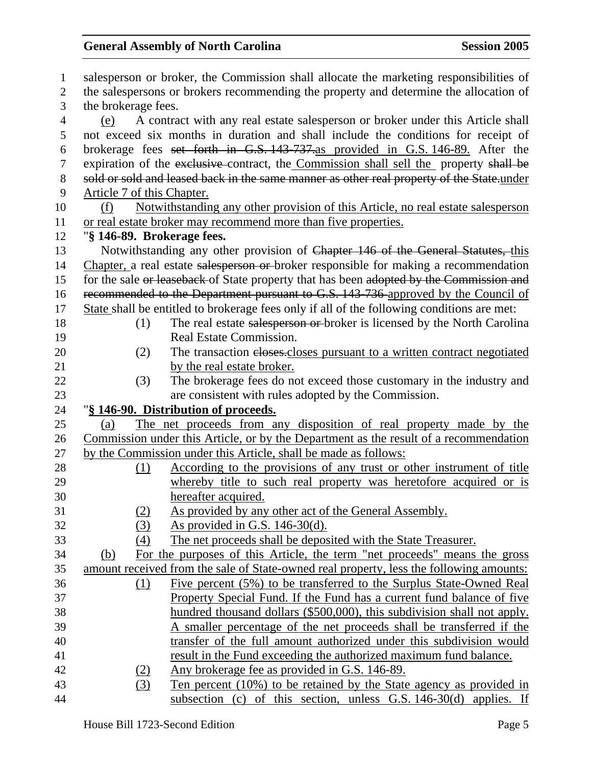salesperson or broker, the Commission shall allocate the marketing responsibilities of the salespersons or brokers recommending the property and determine the allocation of the brokerage fees.

(e) A contract with any real estate salesperson or broker under this Article shall not exceed six months in duration and shall include the conditions for receipt of brokerage fees ~~set forth in G.S. 143-737.~~as provided in G.S. 146-89. After the expiration of the ~~exclusive~~ contract, the Commission shall sell the property ~~shall be sold or sold and leased back in the same manner as other real property of the State.~~under Article 7 of this Chapter.

(f) Notwithstanding any other provision of this Article, no real estate salesperson or real estate broker may recommend more than five properties.

"**§ 146-89. Brokerage fees.**

Notwithstanding any other provision of ~~Chapter 146 of the General Statutes,~~ this Chapter, a real estate ~~salesperson or~~ broker responsible for making a recommendation for the sale ~~or leaseback~~ of State property that has been ~~adopted by the Commission and recommended to the Department pursuant to G.S. 143-736~~ approved by the Council of State shall be entitled to brokerage fees only if all of the following conditions are met:

(1) The real estate ~~salesperson or~~ broker is licensed by the North Carolina Real Estate Commission.

(2) The transaction ~~closes.~~closes pursuant to a written contract negotiated by the real estate broker.

(3) The brokerage fees do not exceed those customary in the industry and are consistent with rules adopted by the Commission.

"**§ 146-90. Distribution of proceeds.**

(a) The net proceeds from any disposition of real property made by the Commission under this Article, or by the Department as the result of a recommendation by the Commission under this Article, shall be made as follows:

(1) According to the provisions of any trust or other instrument of title whereby title to such real property was heretofore acquired or is hereafter acquired.

(2) As provided by any other act of the General Assembly.

(3) As provided in G.S. 146-30(d).

(4) The net proceeds shall be deposited with the State Treasurer.

(b) For the purposes of this Article, the term "net proceeds" means the gross amount received from the sale of State-owned real property, less the following amounts:

(1) Five percent (5%) to be transferred to the Surplus State-Owned Real Property Special Fund. If the Fund has a current fund balance of five hundred thousand dollars ($500,000), this subdivision shall not apply. A smaller percentage of the net proceeds shall be transferred if the transfer of the full amount authorized under this subdivision would result in the Fund exceeding the authorized maximum fund balance.

(2) Any brokerage fee as provided in G.S. 146-89.

(3) Ten percent (10%) to be retained by the State agency as provided in subsection (c) of this section, unless G.S. 146-30(d) applies. If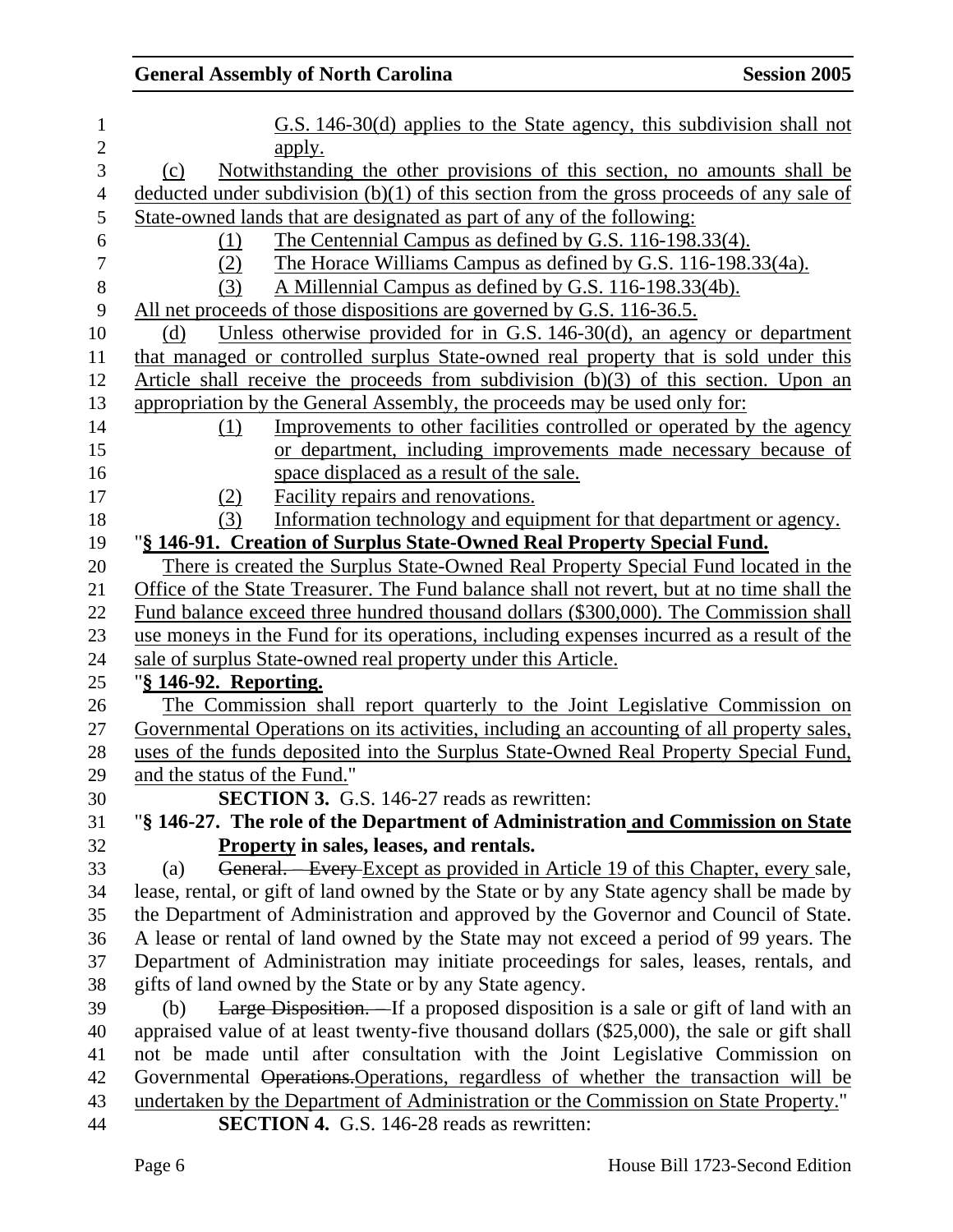G.S. 146-30(d) applies to the State agency, this subdivision shall not apply.

(c) Notwithstanding the other provisions of this section, no amounts shall be deducted under subdivision (b)(1) of this section from the gross proceeds of any sale of State-owned lands that are designated as part of any of the following:

(1) The Centennial Campus as defined by G.S. 116-198.33(4).

(2) The Horace Williams Campus as defined by G.S. 116-198.33(4a).

(3) A Millennial Campus as defined by G.S. 116-198.33(4b).

All net proceeds of those dispositions are governed by G.S. 116-36.5.

(d) Unless otherwise provided for in G.S. 146-30(d), an agency or department that managed or controlled surplus State-owned real property that is sold under this Article shall receive the proceeds from subdivision (b)(3) of this section. Upon an appropriation by the General Assembly, the proceeds may be used only for:

(1) Improvements to other facilities controlled or operated by the agency or department, including improvements made necessary because of space displaced as a result of the sale.

(2) Facility repairs and renovations.

(3) Information technology and equipment for that department or agency.

"**§ 146-91. Creation of Surplus State-Owned Real Property Special Fund.**

There is created the Surplus State-Owned Real Property Special Fund located in the Office of the State Treasurer. The Fund balance shall not revert, but at no time shall the Fund balance exceed three hundred thousand dollars ($300,000). The Commission shall use moneys in the Fund for its operations, including expenses incurred as a result of the sale of surplus State-owned real property under this Article.

"**§ 146-92. Reporting.**

The Commission shall report quarterly to the Joint Legislative Commission on Governmental Operations on its activities, including an accounting of all property sales, uses of the funds deposited into the Surplus State-Owned Real Property Special Fund, and the status of the Fund."

**SECTION 3.** G.S. 146-27 reads as rewritten:

"**§ 146-27. The role of the Department of Administration and Commission on State Property in sales, leases, and rentals.**

(a) ~~General. – Every~~ Except as provided in Article 19 of this Chapter, every sale, lease, rental, or gift of land owned by the State or by any State agency shall be made by the Department of Administration and approved by the Governor and Council of State. A lease or rental of land owned by the State may not exceed a period of 99 years. The Department of Administration may initiate proceedings for sales, leases, rentals, and gifts of land owned by the State or by any State agency.

(b) ~~Large Disposition. –~~ If a proposed disposition is a sale or gift of land with an appraised value of at least twenty-five thousand dollars ($25,000), the sale or gift shall not be made until after consultation with the Joint Legislative Commission on Governmental ~~Operations.~~ Operations, regardless of whether the transaction will be undertaken by the Department of Administration or the Commission on State Property."

**SECTION 4.** G.S. 146-28 reads as rewritten: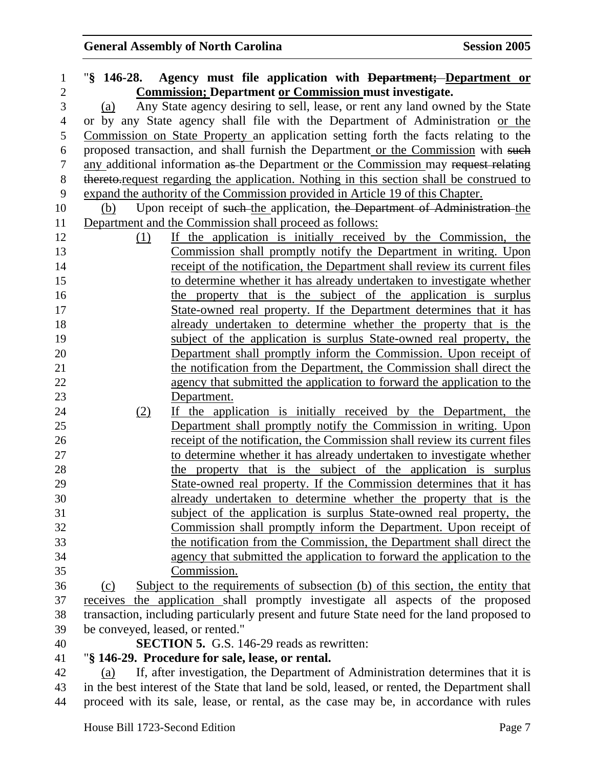"§ 146-28. Agency must file application with ~~Department;~~ Department or Commission; Department or Commission must investigate.

(a) Any State agency desiring to sell, lease, or rent any land owned by the State or by any State agency shall file with the Department of Administration or the Commission on State Property an application setting forth the facts relating to the proposed transaction, and shall furnish the Department or the Commission with ~~such~~ any additional information ~~as~~ the Department or the Commission may ~~request relating thereto.~~request regarding the application. Nothing in this section shall be construed to expand the authority of the Commission provided in Article 19 of this Chapter.

(b) Upon receipt of ~~such~~ the application, ~~the Department of Administration~~ the Department and the Commission shall proceed as follows:

(1) If the application is initially received by the Commission, the Commission shall promptly notify the Department in writing. Upon receipt of the notification, the Department shall review its current files to determine whether it has already undertaken to investigate whether the property that is the subject of the application is surplus State-owned real property. If the Department determines that it has already undertaken to determine whether the property that is the subject of the application is surplus State-owned real property, the Department shall promptly inform the Commission. Upon receipt of the notification from the Department, the Commission shall direct the agency that submitted the application to forward the application to the Department.

(2) If the application is initially received by the Department, the Department shall promptly notify the Commission in writing. Upon receipt of the notification, the Commission shall review its current files to determine whether it has already undertaken to investigate whether the property that is the subject of the application is surplus State-owned real property. If the Commission determines that it has already undertaken to determine whether the property that is the subject of the application is surplus State-owned real property, the Commission shall promptly inform the Department. Upon receipt of the notification from the Commission, the Department shall direct the agency that submitted the application to forward the application to the Commission.

(c) Subject to the requirements of subsection (b) of this section, the entity that receives the application shall promptly investigate all aspects of the proposed transaction, including particularly present and future State need for the land proposed to be conveyed, leased, or rented."

**SECTION 5.** G.S. 146-29 reads as rewritten:

"**§ 146-29. Procedure for sale, lease, or rental.**

(a) If, after investigation, the Department of Administration determines that it is in the best interest of the State that land be sold, leased, or rented, the Department shall proceed with its sale, lease, or rental, as the case may be, in accordance with rules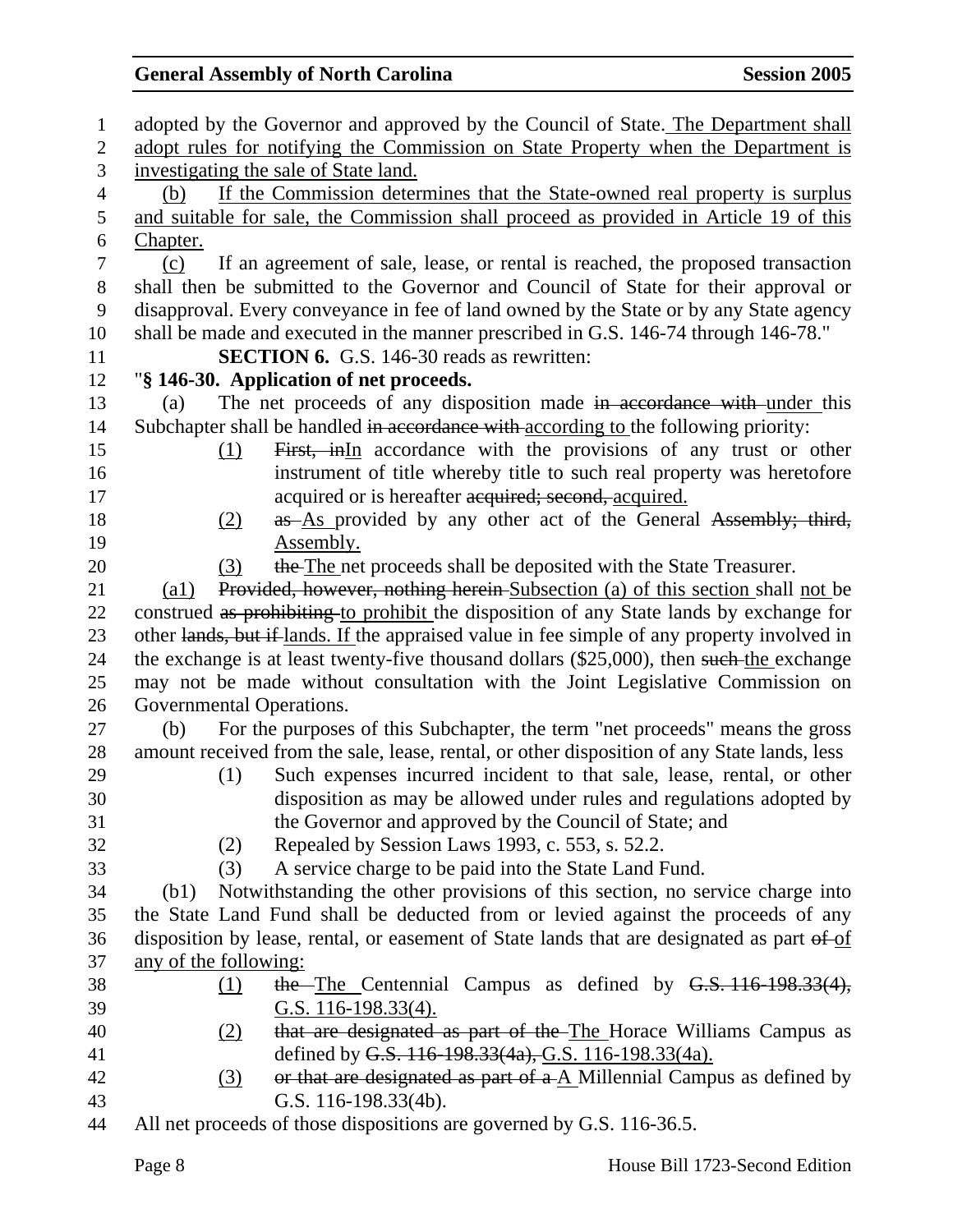adopted by the Governor and approved by the Council of State. The Department shall adopt rules for notifying the Commission on State Property when the Department is investigating the sale of State land.

(b) If the Commission determines that the State-owned real property is surplus and suitable for sale, the Commission shall proceed as provided in Article 19 of this Chapter.

(c) If an agreement of sale, lease, or rental is reached, the proposed transaction shall then be submitted to the Governor and Council of State for their approval or disapproval. Every conveyance in fee of land owned by the State or by any State agency shall be made and executed in the manner prescribed in G.S. 146-74 through 146-78."

**SECTION 6.** G.S. 146-30 reads as rewritten:

"**§ 146-30. Application of net proceeds.**

(a) The net proceeds of any disposition made ~~in accordance with~~ under this Subchapter shall be handled ~~in accordance with~~ according to the following priority:

(1) ~~First, in~~In accordance with the provisions of any trust or other instrument of title whereby title to such real property was heretofore acquired or is hereafter ~~acquired; second,~~ acquired.

(2) ~~as~~ As provided by any other act of the General ~~Assembly; third,~~ Assembly.

(3) ~~the~~ The net proceeds shall be deposited with the State Treasurer.

(a1) ~~Provided, however, nothing herein~~ Subsection (a) of this section shall not be construed ~~as prohibiting~~ to prohibit the disposition of any State lands by exchange for other ~~lands, but if~~ lands. If the appraised value in fee simple of any property involved in the exchange is at least twenty-five thousand dollars ($25,000), then ~~such~~ the exchange may not be made without consultation with the Joint Legislative Commission on Governmental Operations.

(b) For the purposes of this Subchapter, the term "net proceeds" means the gross amount received from the sale, lease, rental, or other disposition of any State lands, less

(1) Such expenses incurred incident to that sale, lease, rental, or other disposition as may be allowed under rules and regulations adopted by the Governor and approved by the Council of State; and

(2) Repealed by Session Laws 1993, c. 553, s. 52.2.

(3) A service charge to be paid into the State Land Fund.

(b1) Notwithstanding the other provisions of this section, no service charge into the State Land Fund shall be deducted from or levied against the proceeds of any disposition by lease, rental, or easement of State lands that are designated as part ~~of~~ of any of the following:

(1) ~~the~~ The Centennial Campus as defined by ~~G.S. 116-198.33(4),~~ G.S. 116-198.33(4).

(2) ~~that are designated as part of the~~ The Horace Williams Campus as defined by ~~G.S. 116-198.33(4a),~~ G.S. 116-198.33(4a).

(3) ~~or that are designated as part of a~~ A Millennial Campus as defined by G.S. 116-198.33(4b).

All net proceeds of those dispositions are governed by G.S. 116-36.5.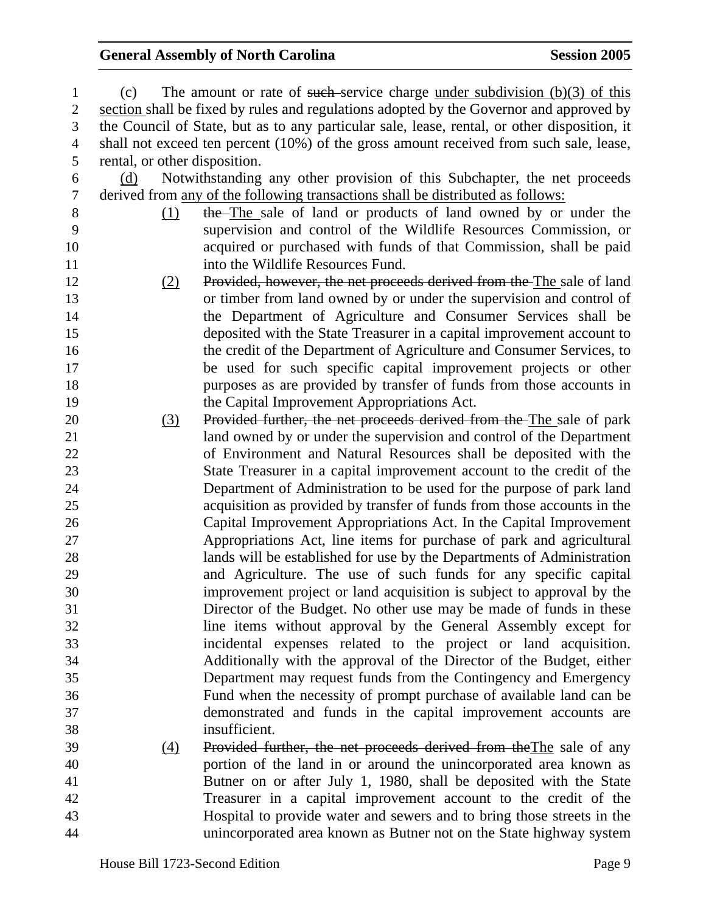(c) The amount or rate of ~~such~~ service charge <u>under subdivision (b)(3) of this section</u> shall be fixed by rules and regulations adopted by the Governor and approved by the Council of State, but as to any particular sale, lease, rental, or other disposition, it shall not exceed ten percent (10%) of the gross amount received from such sale, lease, rental, or other disposition.

<u>(d)</u> Notwithstanding any other provision of this Subchapter, the net proceeds derived from <u>any of the following transactions shall be distributed as follows:</u>

<u>(1)</u> ~~the~~ <u>The</u> sale of land or products of land owned by or under the supervision and control of the Wildlife Resources Commission, or acquired or purchased with funds of that Commission, shall be paid into the Wildlife Resources Fund.

<u>(2)</u> ~~Provided, however, the net proceeds derived from the~~ <u>The</u> sale of land or timber from land owned by or under the supervision and control of the Department of Agriculture and Consumer Services shall be deposited with the State Treasurer in a capital improvement account to the credit of the Department of Agriculture and Consumer Services, to be used for such specific capital improvement projects or other purposes as are provided by transfer of funds from those accounts in the Capital Improvement Appropriations Act.

<u>(3)</u> ~~Provided further, the net proceeds derived from the~~ <u>The</u> sale of park land owned by or under the supervision and control of the Department of Environment and Natural Resources shall be deposited with the State Treasurer in a capital improvement account to the credit of the Department of Administration to be used for the purpose of park land acquisition as provided by transfer of funds from those accounts in the Capital Improvement Appropriations Act. In the Capital Improvement Appropriations Act, line items for purchase of park and agricultural lands will be established for use by the Departments of Administration and Agriculture. The use of such funds for any specific capital improvement project or land acquisition is subject to approval by the Director of the Budget. No other use may be made of funds in these line items without approval by the General Assembly except for incidental expenses related to the project or land acquisition. Additionally with the approval of the Director of the Budget, either Department may request funds from the Contingency and Emergency Fund when the necessity of prompt purchase of available land can be demonstrated and funds in the capital improvement accounts are insufficient.

<u>(4)</u> ~~Provided further, the net proceeds derived from the~~<u>The</u> sale of any portion of the land in or around the unincorporated area known as Butner on or after July 1, 1980, shall be deposited with the State Treasurer in a capital improvement account to the credit of the Hospital to provide water and sewers and to bring those streets in the unincorporated area known as Butner not on the State highway system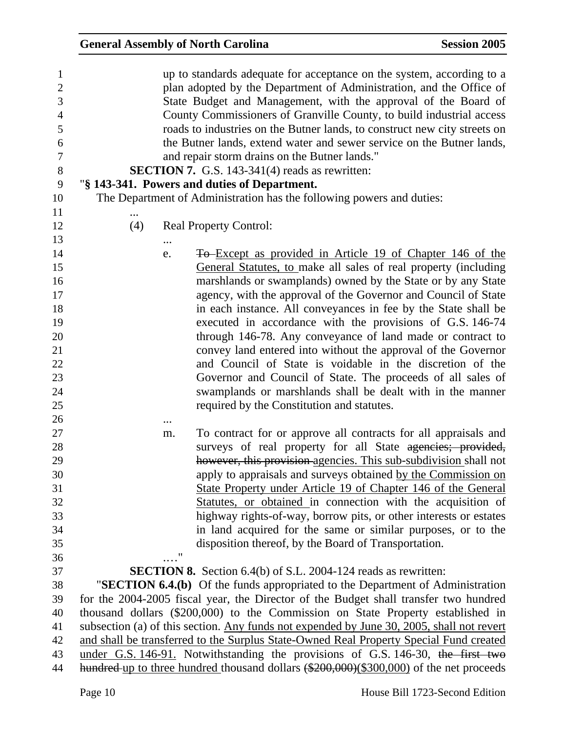up to standards adequate for acceptance on the system, according to a plan adopted by the Department of Administration, and the Office of State Budget and Management, with the approval of the Board of County Commissioners of Granville County, to build industrial access roads to industries on the Butner lands, to construct new city streets on the Butner lands, extend water and sewer service on the Butner lands, and repair storm drains on the Butner lands."

**SECTION 7.** G.S. 143-341(4) reads as rewritten:

"**§ 143-341. Powers and duties of Department.**

The Department of Administration has the following powers and duties:

...

(4) Real Property Control:

...

e. ~~To~~ Except as provided in Article 19 of Chapter 146 of the General Statutes, to make all sales of real property (including marshlands or swamplands) owned by the State or by any State agency, with the approval of the Governor and Council of State in each instance. All conveyances in fee by the State shall be executed in accordance with the provisions of G.S. 146-74 through 146-78. Any conveyance of land made or contract to convey land entered into without the approval of the Governor and Council of State is voidable in the discretion of the Governor and Council of State. The proceeds of all sales of swamplands or marshlands shall be dealt with in the manner required by the Constitution and statutes.

...

m. To contract for or approve all contracts for all appraisals and surveys of real property for all State ~~agencies; provided, however, this provision~~ agencies. This sub-subdivision shall not apply to appraisals and surveys obtained by the Commission on State Property under Article 19 of Chapter 146 of the General Statutes, or obtained in connection with the acquisition of highway rights-of-way, borrow pits, or other interests or estates in land acquired for the same or similar purposes, or to the disposition thereof, by the Board of Transportation.

…."

**SECTION 8.** Section 6.4(b) of S.L. 2004-124 reads as rewritten:

"**SECTION 6.4.(b)** Of the funds appropriated to the Department of Administration for the 2004-2005 fiscal year, the Director of the Budget shall transfer two hundred thousand dollars ($200,000) to the Commission on State Property established in subsection (a) of this section. Any funds not expended by June 30, 2005, shall not revert and shall be transferred to the Surplus State-Owned Real Property Special Fund created under G.S. 146-91. Notwithstanding the provisions of G.S. 146-30, ~~the first two hundred~~ up to three hundred thousand dollars ~~($200,000)~~($300,000) of the net proceeds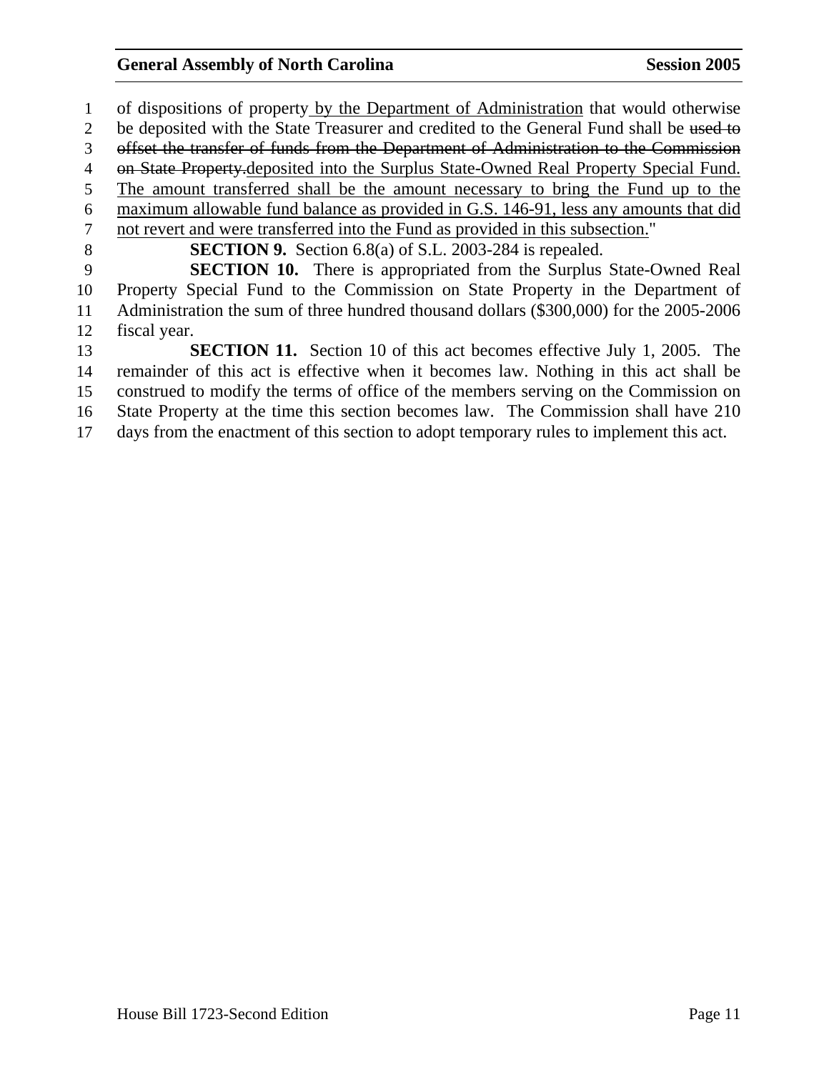of dispositions of property by the Department of Administration that would otherwise be deposited with the State Treasurer and credited to the General Fund shall be ~~used to offset the transfer of funds from the Department of Administration to the Commission on State Property.~~deposited into the Surplus State-Owned Real Property Special Fund. The amount transferred shall be the amount necessary to bring the Fund up to the maximum allowable fund balance as provided in G.S. 146-91, less any amounts that did not revert and were transferred into the Fund as provided in this subsection."

**SECTION 9.** Section 6.8(a) of S.L. 2003-284 is repealed.

**SECTION 10.** There is appropriated from the Surplus State-Owned Real Property Special Fund to the Commission on State Property in the Department of Administration the sum of three hundred thousand dollars ($300,000) for the 2005-2006 fiscal year.

**SECTION 11.** Section 10 of this act becomes effective July 1, 2005. The remainder of this act is effective when it becomes law. Nothing in this act shall be construed to modify the terms of office of the members serving on the Commission on State Property at the time this section becomes law. The Commission shall have 210 days from the enactment of this section to adopt temporary rules to implement this act.